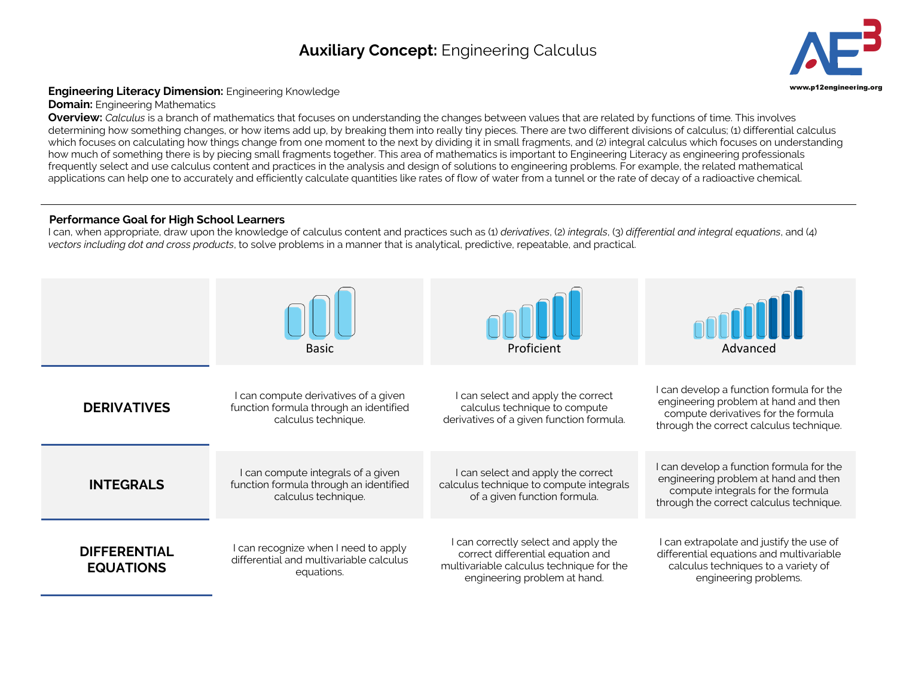# **Auxiliary Concept:** Engineering Calculus

**Engineering Literacy Dimension:** Engineering Knowledge
**Domain:** Engineering Mathematics
**Overview:** *Calculus* is a branch of mathematics that focuses on understanding the changes between values that are related by functions of time. This involves determining how something changes, or how items add up, by breaking them into really tiny pieces. There are two different divisions of calculus; (1) differential calculus which focuses on calculating how things change from one moment to the next by dividing it in small fragments, and (2) integral calculus which focuses on understanding how much of something there is by piecing small fragments together. This area of mathematics is important to Engineering Literacy as engineering professionals frequently select and use calculus content and practices in the analysis and design of solutions to engineering problems. For example, the related mathematical applications can help one to accurately and efficiently calculate quantities like rates of flow of water from a tunnel or the rate of decay of a radioactive chemical.

---

### Performance Goal for High School Learners

I can, when appropriate, draw upon the knowledge of calculus content and practices such as (1) *derivatives*, (2) *integrals*, (3) *differential and integral equations*, and (4) *vectors including dot and cross products*, to solve problems in a manner that is analytical, predictive, repeatable, and practical.

| | Basic | Proficient | Advanced |
|---|---|---|---|
| **DERIVATIVES** | I can compute derivatives of a given function formula through an identified calculus technique. | I can select and apply the correct calculus technique to compute derivatives of a given function formula. | I can develop a function formula for the engineering problem at hand and then compute derivatives for the formula through the correct calculus technique. |
| **INTEGRALS** | I can compute integrals of a given function formula through an identified calculus technique. | I can select and apply the correct calculus technique to compute integrals of a given function formula. | I can develop a function formula for the engineering problem at hand and then compute integrals for the formula through the correct calculus technique. |
| **DIFFERENTIAL EQUATIONS** | I can recognize when I need to apply differential and multivariable calculus equations. | I can correctly select and apply the correct differential equation and multivariable calculus technique for the engineering problem at hand. | I can extrapolate and justify the use of differential equations and multivariable calculus techniques to a variety of engineering problems. |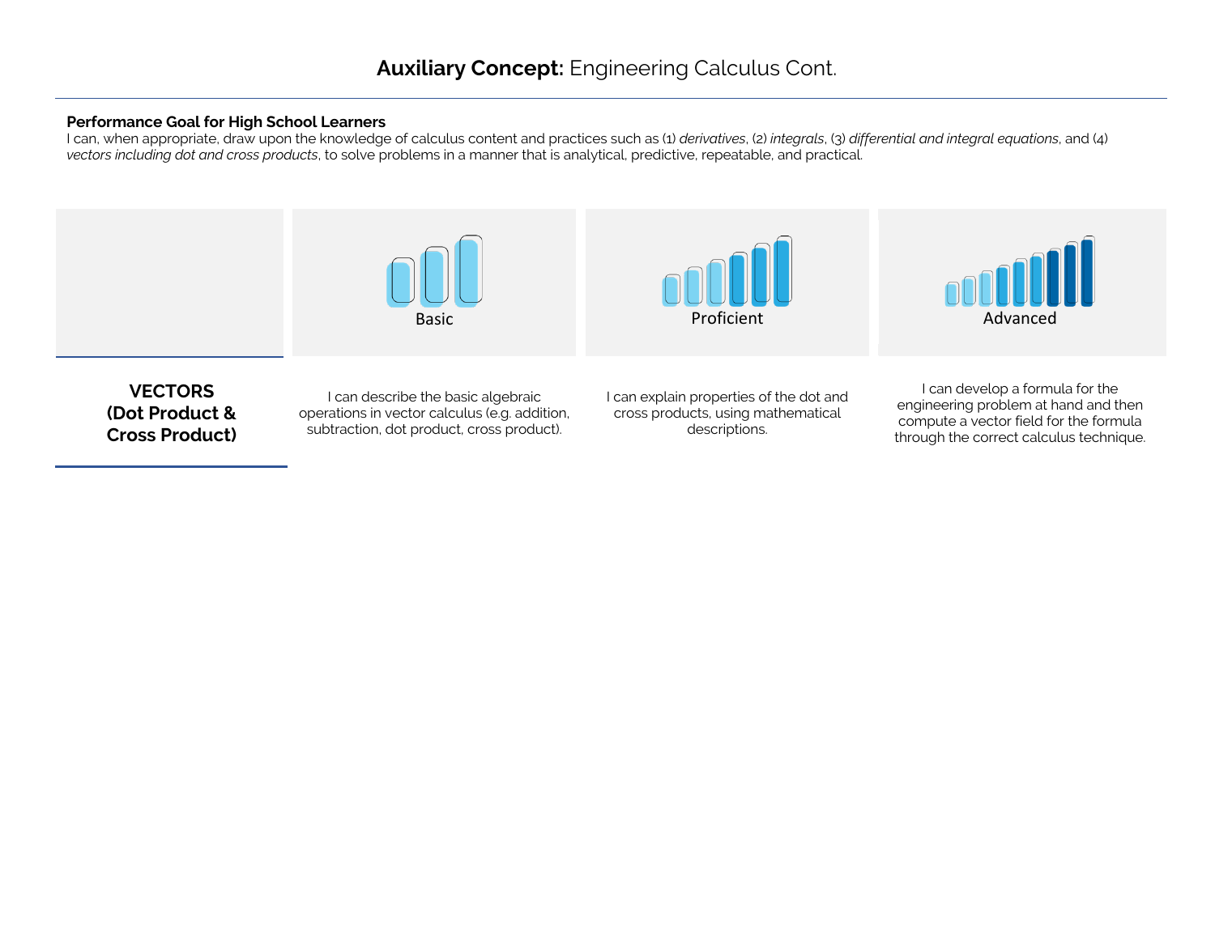# **Auxiliary Concept:** Engineering Calculus Cont.

**Performance Goal for High School Learners**

I can, when appropriate, draw upon the knowledge of calculus content and practices such as (1) *derivatives*, (2) *integrals*, (3) *differential and integral equations*, and (4) *vectors including dot and cross products*, to solve problems in a manner that is analytical, predictive, repeatable, and practical.

| | Basic | Proficient | Advanced |
|---|---|---|---|
| **VECTORS (Dot Product & Cross Product)** | I can describe the basic algebraic operations in vector calculus (e.g. addition, subtraction, dot product, cross product). | I can explain properties of the dot and cross products, using mathematical descriptions. | I can develop a formula for the engineering problem at hand and then compute a vector field for the formula through the correct calculus technique. |